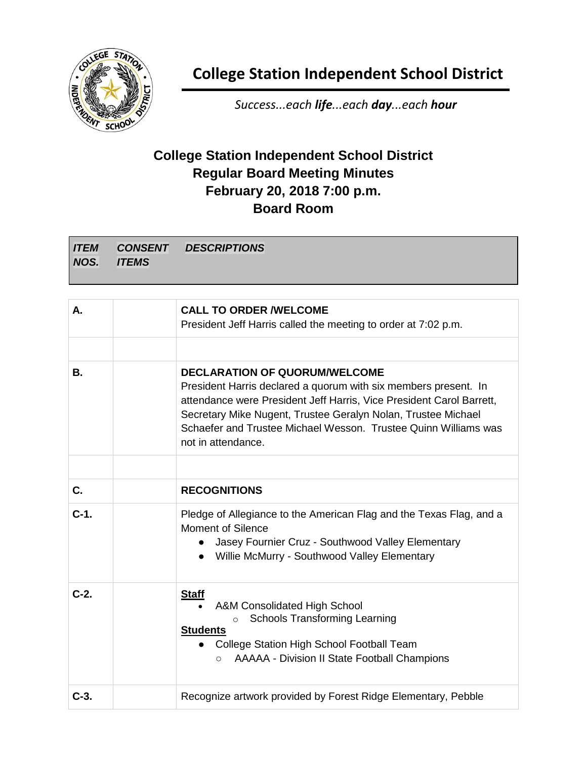# College Station Independent School District

*Success...each **life**...each **day**...each **hour***

## College Station Independent School District
## Regular Board Meeting Minutes
## February 20, 2018 7:00 p.m.
## Board Room

| *ITEM NOS.* | *CONSENT ITEMS* | *DESCRIPTIONS* |
|---|---|---|
| A. | | **CALL TO ORDER /WELCOME**<br>President Jeff Harris called the meeting to order at 7:02 p.m. |
| | | |
| B. | | **DECLARATION OF QUORUM/WELCOME**<br>President Harris declared a quorum with six members present. In attendance were President Jeff Harris, Vice President Carol Barrett, Secretary Mike Nugent, Trustee Geralyn Nolan, Trustee Michael Schaefer and Trustee Michael Wesson. Trustee Quinn Williams was not in attendance. |
| | | |
| C. | | **RECOGNITIONS** |
| C-1. | | Pledge of Allegiance to the American Flag and the Texas Flag, and a Moment of Silence<br>• Jasey Fournier Cruz - Southwood Valley Elementary<br>• Willie McMurry - Southwood Valley Elementary |
| C-2. | | **Staff**<br>• A&M Consolidated High School<br>  ○ Schools Transforming Learning<br>**Students**<br>• College Station High School Football Team<br>  ○ AAAAA - Division II State Football Champions |
| C-3. | | Recognize artwork provided by Forest Ridge Elementary, Pebble |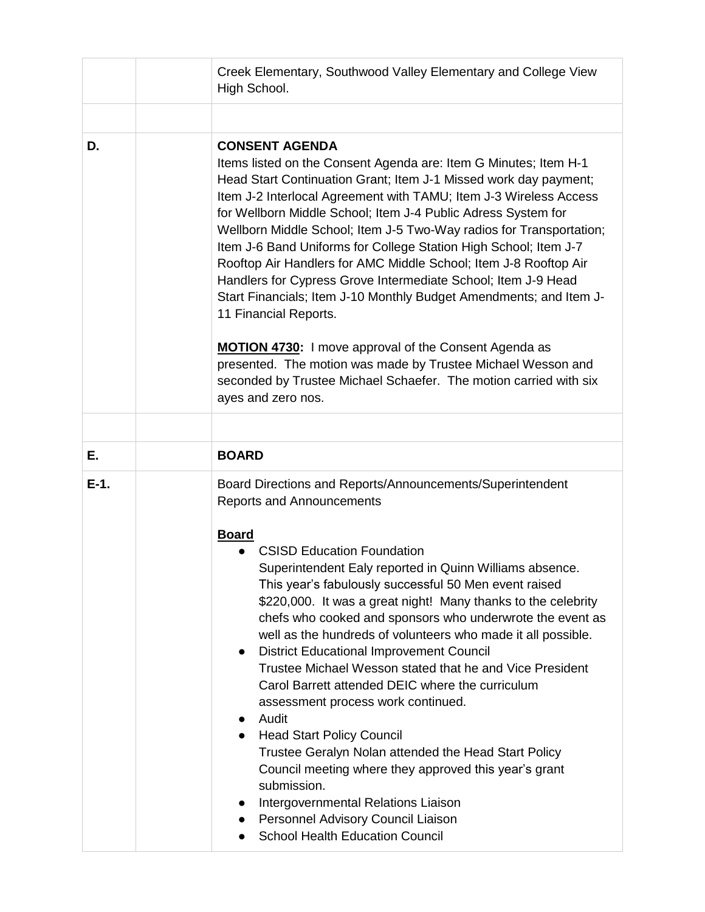| | | |
|---|---|---|
| | | Creek Elementary, Southwood Valley Elementary and College View High School. |
| | | |
| **D.** | | **CONSENT AGENDA**<br>Items listed on the Consent Agenda are: Item G Minutes; Item H-1 Head Start Continuation Grant; Item J-1 Missed work day payment; Item J-2 Interlocal Agreement with TAMU; Item J-3 Wireless Access for Wellborn Middle School; Item J-4 Public Adress System for Wellborn Middle School; Item J-5 Two-Way radios for Transportation; Item J-6 Band Uniforms for College Station High School; Item J-7 Rooftop Air Handlers for AMC Middle School; Item J-8 Rooftop Air Handlers for Cypress Grove Intermediate School; Item J-9 Head Start Financials; Item J-10 Monthly Budget Amendments; and Item J-11 Financial Reports.<br><br>**MOTION 4730:** I move approval of the Consent Agenda as presented. The motion was made by Trustee Michael Wesson and seconded by Trustee Michael Schaefer. The motion carried with six ayes and zero nos. |
| | | |
| **E.** | | **BOARD** |
| **E-1.** | | Board Directions and Reports/Announcements/Superintendent Reports and Announcements<br><br>**Board**<br>● CSISD Education Foundation<br>Superintendent Ealy reported in Quinn Williams absence. This year's fabulously successful 50 Men event raised $220,000. It was a great night! Many thanks to the celebrity chefs who cooked and sponsors who underwrote the event as well as the hundreds of volunteers who made it all possible.<br>● District Educational Improvement Council<br>Trustee Michael Wesson stated that he and Vice President Carol Barrett attended DEIC where the curriculum assessment process work continued.<br>● Audit<br>● Head Start Policy Council<br>Trustee Geralyn Nolan attended the Head Start Policy Council meeting where they approved this year's grant submission.<br>● Intergovernmental Relations Liaison<br>● Personnel Advisory Council Liaison<br>● School Health Education Council |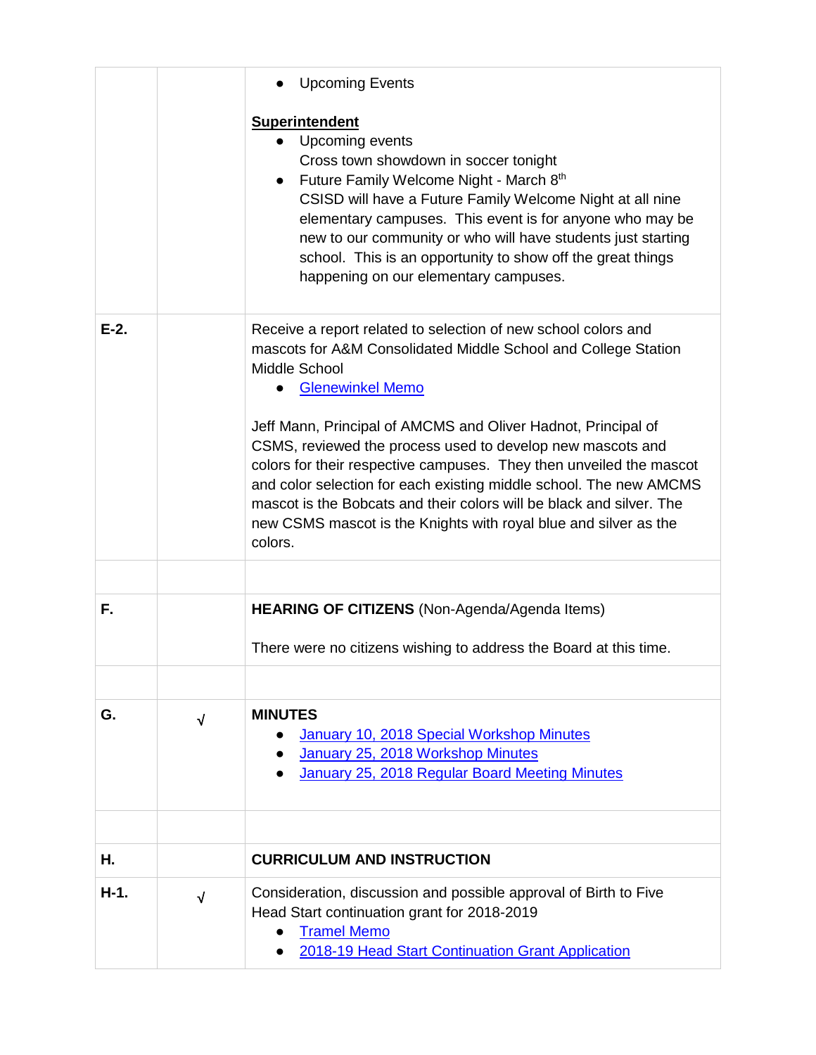| | | |
|---|---|---|
| | | ● Upcoming Events<br><br>**Superintendent**<br>● Upcoming events<br>Cross town showdown in soccer tonight<br>● Future Family Welcome Night - March 8th<br>CSISD will have a Future Family Welcome Night at all nine elementary campuses. This event is for anyone who may be new to our community or who will have students just starting school. This is an opportunity to show off the great things happening on our elementary campuses. |
| E-2. | | Receive a report related to selection of new school colors and mascots for A&M Consolidated Middle School and College Station Middle School<br>● Glenewinkel Memo<br><br>Jeff Mann, Principal of AMCMS and Oliver Hadnot, Principal of CSMS, reviewed the process used to develop new mascots and colors for their respective campuses. They then unveiled the mascot and color selection for each existing middle school. The new AMCMS mascot is the Bobcats and their colors will be black and silver. The new CSMS mascot is the Knights with royal blue and silver as the colors. |
| | | |
| F. | | **HEARING OF CITIZENS** (Non-Agenda/Agenda Items)<br><br>There were no citizens wishing to address the Board at this time. |
| | | |
| G. | √ | **MINUTES**<br>● January 10, 2018 Special Workshop Minutes<br>● January 25, 2018 Workshop Minutes<br>● January 25, 2018 Regular Board Meeting Minutes |
| | | |
| H. | | **CURRICULUM AND INSTRUCTION** |
| H-1. | √ | Consideration, discussion and possible approval of Birth to Five Head Start continuation grant for 2018-2019<br>● Tramel Memo<br>● 2018-19 Head Start Continuation Grant Application |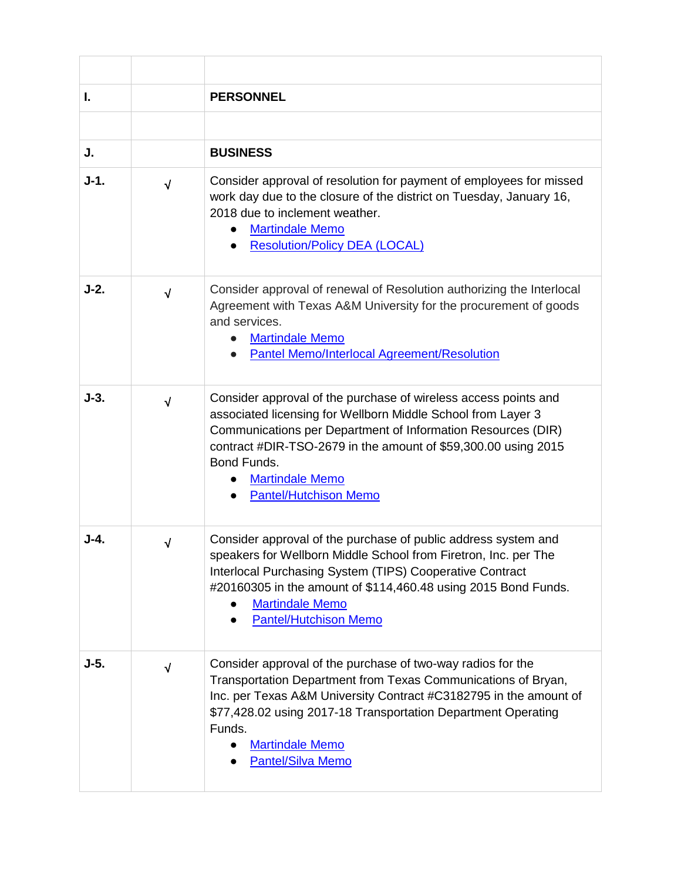| | | |
|---|---|---|
| **I.** | | **PERSONNEL** |
| | | |
| **J.** | | **BUSINESS** |
| **J-1.** | √ | Consider approval of resolution for payment of employees for missed work day due to the closure of the district on Tuesday, January 16, 2018 due to inclement weather.<br>● Martindale Memo<br>● Resolution/Policy DEA (LOCAL) |
| **J-2.** | √ | Consider approval of renewal of Resolution authorizing the Interlocal Agreement with Texas A&M University for the procurement of goods and services.<br>● Martindale Memo<br>● Pantel Memo/Interlocal Agreement/Resolution |
| **J-3.** | √ | Consider approval of the purchase of wireless access points and associated licensing for Wellborn Middle School from Layer 3 Communications per Department of Information Resources (DIR) contract #DIR-TSO-2679 in the amount of $59,300.00 using 2015 Bond Funds.<br>● Martindale Memo<br>● Pantel/Hutchison Memo |
| **J-4.** | √ | Consider approval of the purchase of public address system and speakers for Wellborn Middle School from Firetron, Inc. per The Interlocal Purchasing System (TIPS) Cooperative Contract #20160305 in the amount of $114,460.48 using 2015 Bond Funds.<br>● Martindale Memo<br>● Pantel/Hutchison Memo |
| **J-5.** | √ | Consider approval of the purchase of two-way radios for the Transportation Department from Texas Communications of Bryan, Inc. per Texas A&M University Contract #C3182795 in the amount of $77,428.02 using 2017-18 Transportation Department Operating Funds.<br>● Martindale Memo<br>● Pantel/Silva Memo |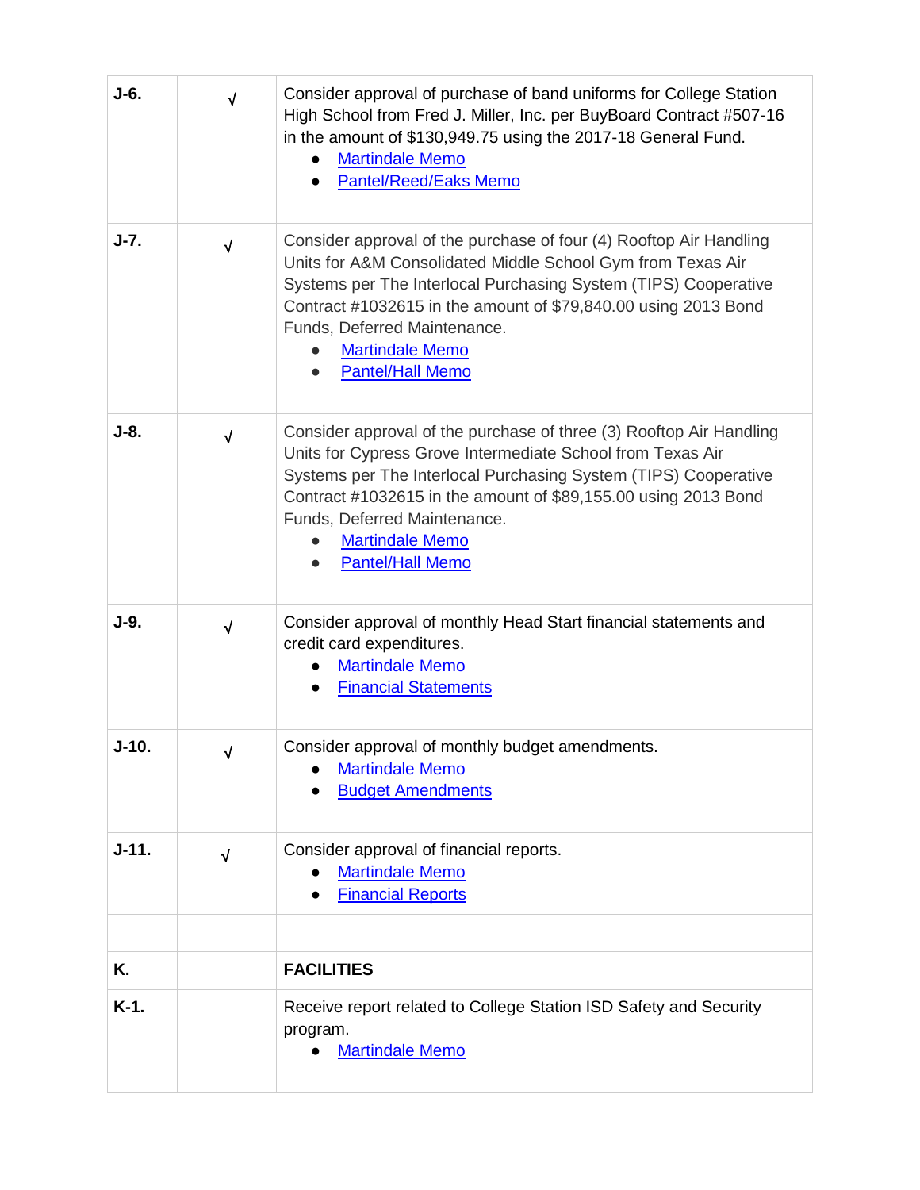| | | |
|---|---|---|
| **J-6.** | √ | Consider approval of purchase of band uniforms for College Station High School from Fred J. Miller, Inc. per BuyBoard Contract #507-16 in the amount of $130,949.75 using the 2017-18 General Fund.<br>• Martindale Memo<br>• Pantel/Reed/Eaks Memo |
| **J-7.** | √ | Consider approval of the purchase of four (4) Rooftop Air Handling Units for A&M Consolidated Middle School Gym from Texas Air Systems per The Interlocal Purchasing System (TIPS) Cooperative Contract #1032615 in the amount of $79,840.00 using 2013 Bond Funds, Deferred Maintenance.<br>• Martindale Memo<br>• Pantel/Hall Memo |
| **J-8.** | √ | Consider approval of the purchase of three (3) Rooftop Air Handling Units for Cypress Grove Intermediate School from Texas Air Systems per The Interlocal Purchasing System (TIPS) Cooperative Contract #1032615 in the amount of $89,155.00 using 2013 Bond Funds, Deferred Maintenance.<br>• Martindale Memo<br>• Pantel/Hall Memo |
| **J-9.** | √ | Consider approval of monthly Head Start financial statements and credit card expenditures.<br>• Martindale Memo<br>• Financial Statements |
| **J-10.** | √ | Consider approval of monthly budget amendments.<br>• Martindale Memo<br>• Budget Amendments |
| **J-11.** | √ | Consider approval of financial reports.<br>• Martindale Memo<br>• Financial Reports |
| | | |
| **K.** | | **FACILITIES** |
| **K-1.** | | Receive report related to College Station ISD Safety and Security program.<br>• Martindale Memo |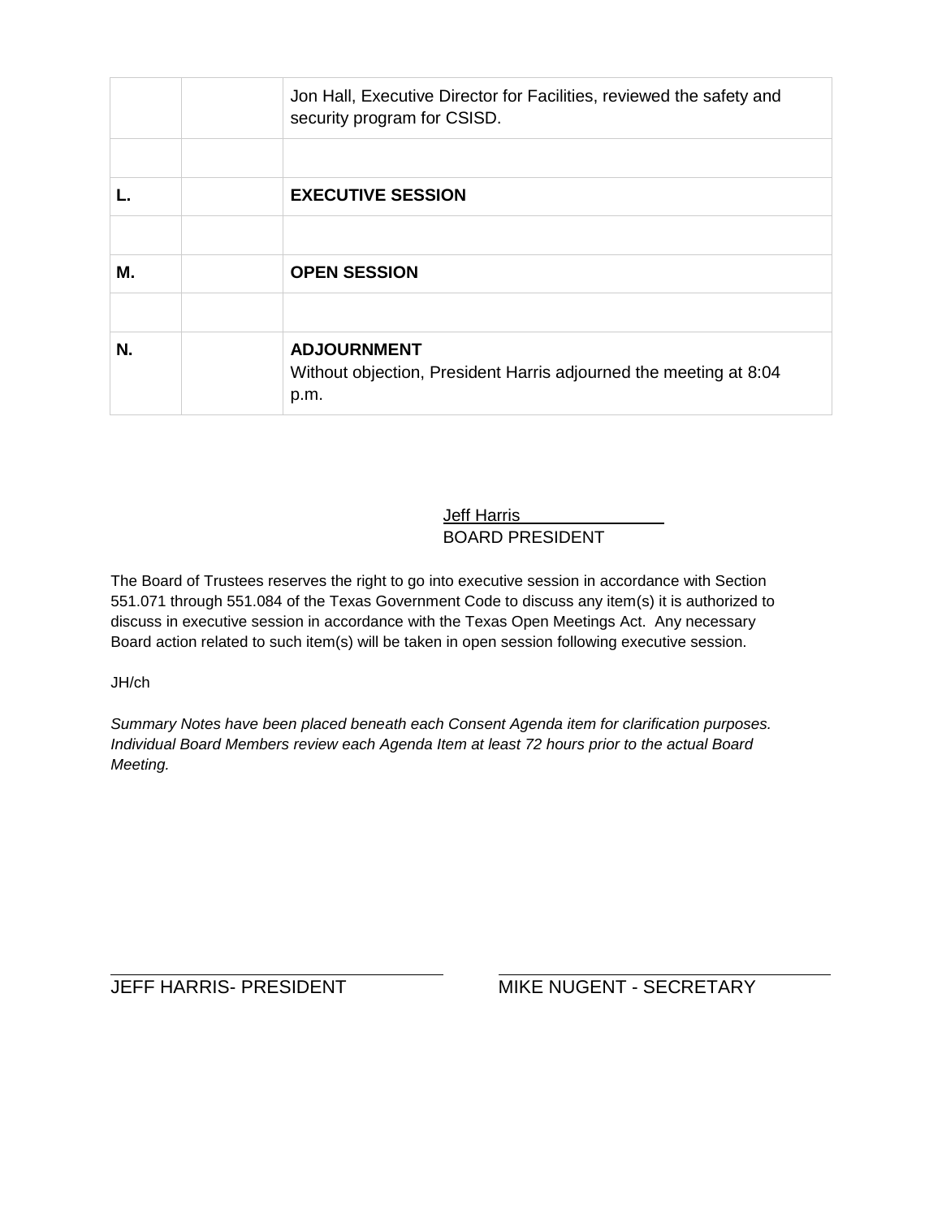| | | |
|---|---|---|
| | | Jon Hall, Executive Director for Facilities, reviewed the safety and security program for CSISD. |
| | | |
| **L.** | | **EXECUTIVE SESSION** |
| | | |
| **M.** | | **OPEN SESSION** |
| | | |
| **N.** | | **ADJOURNMENT**<br>Without objection, President Harris adjourned the meeting at 8:04 p.m. |

Jeff Harris
BOARD PRESIDENT

The Board of Trustees reserves the right to go into executive session in accordance with Section 551.071 through 551.084 of the Texas Government Code to discuss any item(s) it is authorized to discuss in executive session in accordance with the Texas Open Meetings Act. Any necessary Board action related to such item(s) will be taken in open session following executive session.

JH/ch

*Summary Notes have been placed beneath each Consent Agenda item for clarification purposes. Individual Board Members review each Agenda Item at least 72 hours prior to the actual Board Meeting.*

JEFF HARRIS- PRESIDENT

MIKE NUGENT - SECRETARY